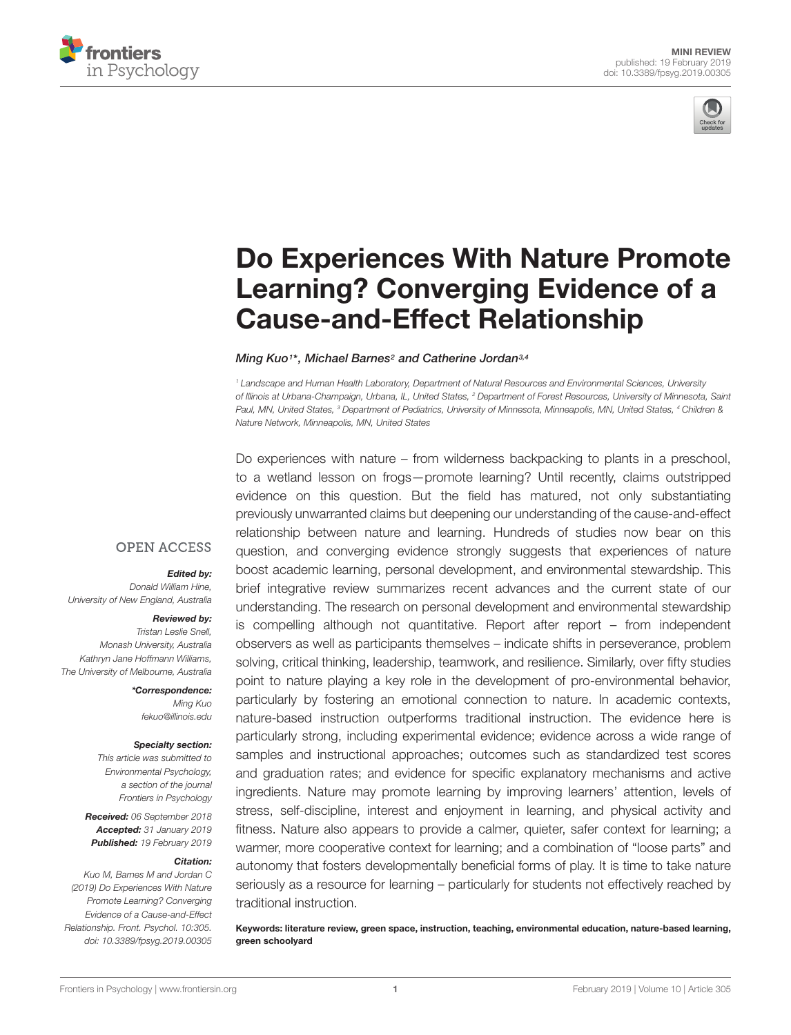MINI REVIEW
published: 19 February 2019
doi: 10.3389/fpsyg.2019.00305

# Do Experiences With Nature Promote Learning? Converging Evidence of a Cause-and-Effect Relationship

*Ming Kuo[1]\*, Michael Barnes[2] and Catherine Jordan[3,4]*

[1] Landscape and Human Health Laboratory, Department of Natural Resources and Environmental Sciences, University of Illinois at Urbana-Champaign, Urbana, IL, United States, [2] Department of Forest Resources, University of Minnesota, Saint Paul, MN, United States, [3] Department of Pediatrics, University of Minnesota, Minneapolis, MN, United States, [4] Children & Nature Network, Minneapolis, MN, United States

OPEN ACCESS

***Edited by:***
*Donald William Hine, University of New England, Australia*

***Reviewed by:***
*Tristan Leslie Snell, Monash University, Australia*
*Kathryn Jane Hoffmann Williams, The University of Melbourne, Australia*

***\*Correspondence:***
*Ming Kuo*
*fekuo@illinois.edu*

***Specialty section:***
*This article was submitted to Environmental Psychology, a section of the journal Frontiers in Psychology*

***Received:*** *06 September 2018*
***Accepted:*** *31 January 2019*
***Published:*** *19 February 2019*

***Citation:***
*Kuo M, Barnes M and Jordan C (2019) Do Experiences With Nature Promote Learning? Converging Evidence of a Cause-and-Effect Relationship. Front. Psychol. 10:305. doi: 10.3389/fpsyg.2019.00305*

Do experiences with nature – from wilderness backpacking to plants in a preschool, to a wetland lesson on frogs—promote learning? Until recently, claims outstripped evidence on this question. But the field has matured, not only substantiating previously unwarranted claims but deepening our understanding of the cause-and-effect relationship between nature and learning. Hundreds of studies now bear on this question, and converging evidence strongly suggests that experiences of nature boost academic learning, personal development, and environmental stewardship. This brief integrative review summarizes recent advances and the current state of our understanding. The research on personal development and environmental stewardship is compelling although not quantitative. Report after report – from independent observers as well as participants themselves – indicate shifts in perseverance, problem solving, critical thinking, leadership, teamwork, and resilience. Similarly, over fifty studies point to nature playing a key role in the development of pro-environmental behavior, particularly by fostering an emotional connection to nature. In academic contexts, nature-based instruction outperforms traditional instruction. The evidence here is particularly strong, including experimental evidence; evidence across a wide range of samples and instructional approaches; outcomes such as standardized test scores and graduation rates; and evidence for specific explanatory mechanisms and active ingredients. Nature may promote learning by improving learners' attention, levels of stress, self-discipline, interest and enjoyment in learning, and physical activity and fitness. Nature also appears to provide a calmer, quieter, safer context for learning; a warmer, more cooperative context for learning; and a combination of "loose parts" and autonomy that fosters developmentally beneficial forms of play. It is time to take nature seriously as a resource for learning – particularly for students not effectively reached by traditional instruction.

**Keywords: literature review, green space, instruction, teaching, environmental education, nature-based learning, green schoolyard**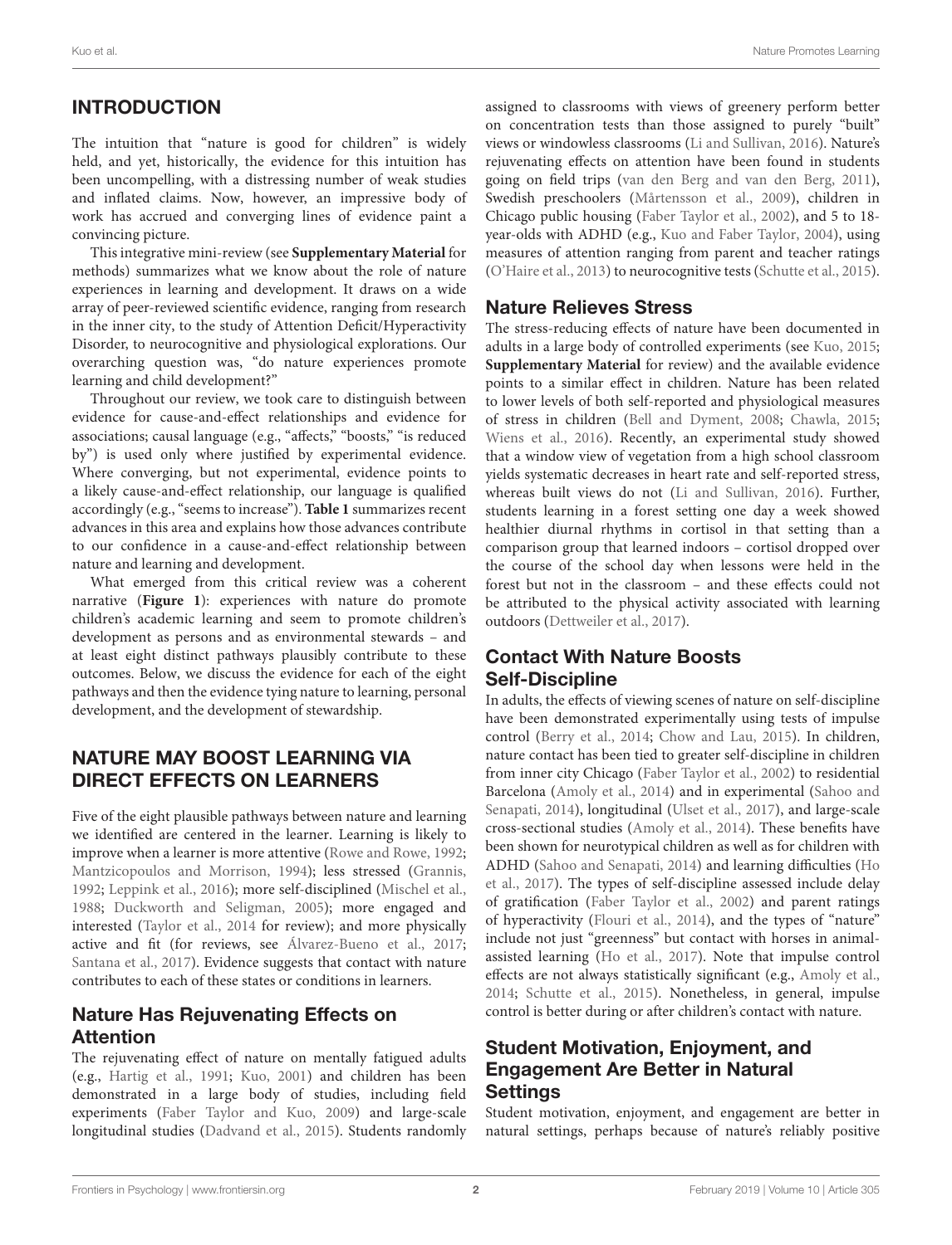## INTRODUCTION

The intuition that "nature is good for children" is widely held, and yet, historically, the evidence for this intuition has been uncompelling, with a distressing number of weak studies and inflated claims. Now, however, an impressive body of work has accrued and converging lines of evidence paint a convincing picture.

This integrative mini-review (see **Supplementary Material** for methods) summarizes what we know about the role of nature experiences in learning and development. It draws on a wide array of peer-reviewed scientific evidence, ranging from research in the inner city, to the study of Attention Deficit/Hyperactivity Disorder, to neurocognitive and physiological explorations. Our overarching question was, "do nature experiences promote learning and child development?"

Throughout our review, we took care to distinguish between evidence for cause-and-effect relationships and evidence for associations; causal language (e.g., "affects," "boosts," "is reduced by") is used only where justified by experimental evidence. Where converging, but not experimental, evidence points to a likely cause-and-effect relationship, our language is qualified accordingly (e.g., "seems to increase"). **Table 1** summarizes recent advances in this area and explains how those advances contribute to our confidence in a cause-and-effect relationship between nature and learning and development.

What emerged from this critical review was a coherent narrative (**Figure 1**): experiences with nature do promote children's academic learning and seem to promote children's development as persons and as environmental stewards – and at least eight distinct pathways plausibly contribute to these outcomes. Below, we discuss the evidence for each of the eight pathways and then the evidence tying nature to learning, personal development, and the development of stewardship.

## NATURE MAY BOOST LEARNING VIA DIRECT EFFECTS ON LEARNERS

Five of the eight plausible pathways between nature and learning we identified are centered in the learner. Learning is likely to improve when a learner is more attentive (Rowe and Rowe, 1992; Mantzicopoulos and Morrison, 1994); less stressed (Grannis, 1992; Leppink et al., 2016); more self-disciplined (Mischel et al., 1988; Duckworth and Seligman, 2005); more engaged and interested (Taylor et al., 2014 for review); and more physically active and fit (for reviews, see Álvarez-Bueno et al., 2017; Santana et al., 2017). Evidence suggests that contact with nature contributes to each of these states or conditions in learners.

### Nature Has Rejuvenating Effects on Attention

The rejuvenating effect of nature on mentally fatigued adults (e.g., Hartig et al., 1991; Kuo, 2001) and children has been demonstrated in a large body of studies, including field experiments (Faber Taylor and Kuo, 2009) and large-scale longitudinal studies (Dadvand et al., 2015). Students randomly assigned to classrooms with views of greenery perform better on concentration tests than those assigned to purely "built" views or windowless classrooms (Li and Sullivan, 2016). Nature's rejuvenating effects on attention have been found in students going on field trips (van den Berg and van den Berg, 2011), Swedish preschoolers (Mårtensson et al., 2009), children in Chicago public housing (Faber Taylor et al., 2002), and 5 to 18-year-olds with ADHD (e.g., Kuo and Faber Taylor, 2004), using measures of attention ranging from parent and teacher ratings (O'Haire et al., 2013) to neurocognitive tests (Schutte et al., 2015).

### Nature Relieves Stress

The stress-reducing effects of nature have been documented in adults in a large body of controlled experiments (see Kuo, 2015; **Supplementary Material** for review) and the available evidence points to a similar effect in children. Nature has been related to lower levels of both self-reported and physiological measures of stress in children (Bell and Dyment, 2008; Chawla, 2015; Wiens et al., 2016). Recently, an experimental study showed that a window view of vegetation from a high school classroom yields systematic decreases in heart rate and self-reported stress, whereas built views do not (Li and Sullivan, 2016). Further, students learning in a forest setting one day a week showed healthier diurnal rhythms in cortisol in that setting than a comparison group that learned indoors – cortisol dropped over the course of the school day when lessons were held in the forest but not in the classroom – and these effects could not be attributed to the physical activity associated with learning outdoors (Dettweiler et al., 2017).

### Contact With Nature Boosts Self-Discipline

In adults, the effects of viewing scenes of nature on self-discipline have been demonstrated experimentally using tests of impulse control (Berry et al., 2014; Chow and Lau, 2015). In children, nature contact has been tied to greater self-discipline in children from inner city Chicago (Faber Taylor et al., 2002) to residential Barcelona (Amoly et al., 2014) and in experimental (Sahoo and Senapati, 2014), longitudinal (Ulset et al., 2017), and large-scale cross-sectional studies (Amoly et al., 2014). These benefits have been shown for neurotypical children as well as for children with ADHD (Sahoo and Senapati, 2014) and learning difficulties (Ho et al., 2017). The types of self-discipline assessed include delay of gratification (Faber Taylor et al., 2002) and parent ratings of hyperactivity (Flouri et al., 2014), and the types of "nature" include not just "greenness" but contact with horses in animal-assisted learning (Ho et al., 2017). Note that impulse control effects are not always statistically significant (e.g., Amoly et al., 2014; Schutte et al., 2015). Nonetheless, in general, impulse control is better during or after children's contact with nature.

### Student Motivation, Enjoyment, and Engagement Are Better in Natural Settings

Student motivation, enjoyment, and engagement are better in natural settings, perhaps because of nature's reliably positive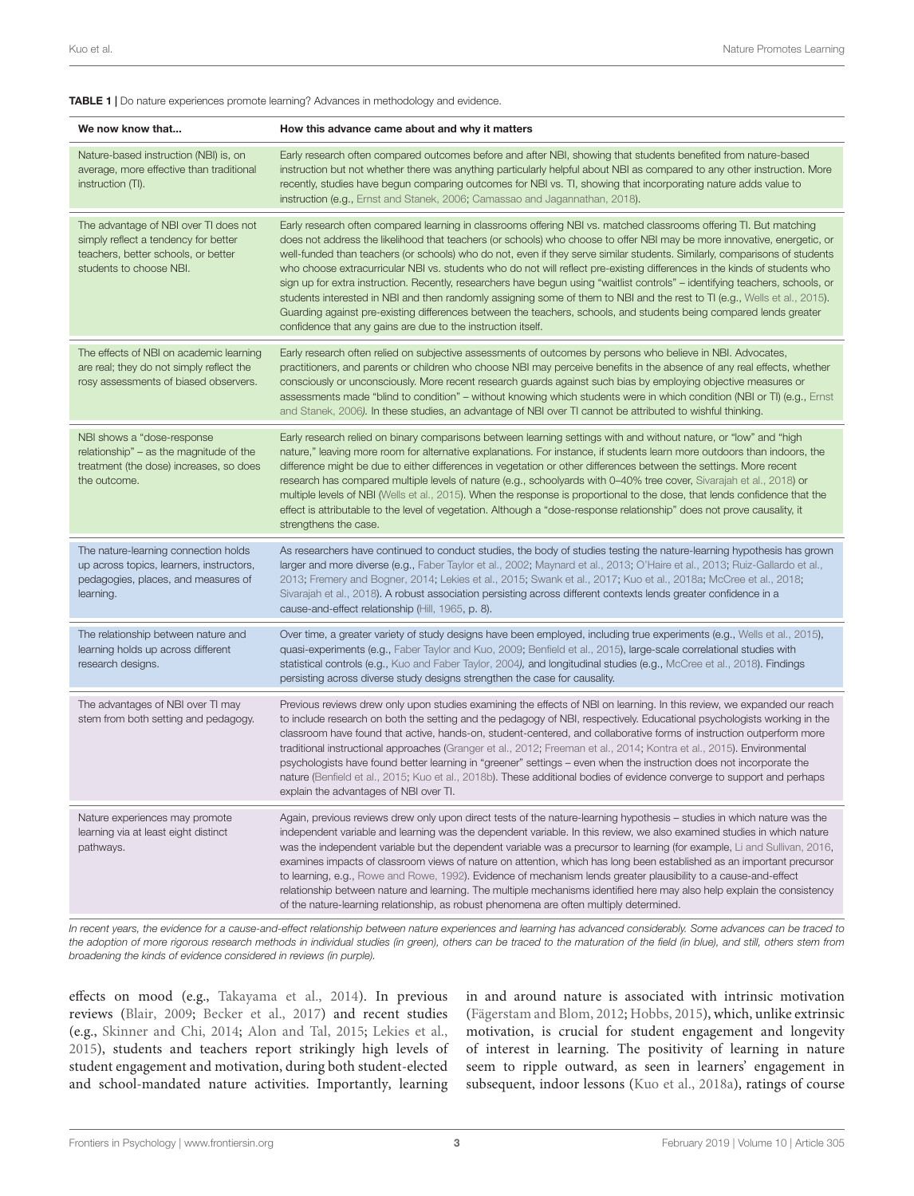**TABLE 1** | Do nature experiences promote learning? Advances in methodology and evidence.

| We now know that... | How this advance came about and why it matters |
|---|---|
| Nature-based instruction (NBI) is, on average, more effective than traditional instruction (TI). | Early research often compared outcomes before and after NBI, showing that students benefited from nature-based instruction but not whether there was anything particularly helpful about NBI as compared to any other instruction. More recently, studies have begun comparing outcomes for NBI vs. TI, showing that incorporating nature adds value to instruction (e.g., Ernst and Stanek, 2006; Camassao and Jagannathan, 2018). |
| The advantage of NBI over TI does not simply reflect a tendency for better teachers, better schools, or better students to choose NBI. | Early research often compared learning in classrooms offering NBI vs. matched classrooms offering TI. But matching does not address the likelihood that teachers (or schools) who choose to offer NBI may be more innovative, energetic, or well-funded than teachers (or schools) who do not, even if they serve similar students. Similarly, comparisons of students who choose extracurricular NBI vs. students who do not will reflect pre-existing differences in the kinds of students who sign up for extra instruction. Recently, researchers have begun using "waitlist controls" – identifying teachers, schools, or students interested in NBI and then randomly assigning some of them to NBI and the rest to TI (e.g., Wells et al., 2015). Guarding against pre-existing differences between the teachers, schools, and students being compared lends greater confidence that any gains are due to the instruction itself. |
| The effects of NBI on academic learning are real; they do not simply reflect the rosy assessments of biased observers. | Early research often relied on subjective assessments of outcomes by persons who believe in NBI. Advocates, practitioners, and parents or children who choose NBI may perceive benefits in the absence of any real effects, whether consciously or unconsciously. More recent research guards against such bias by employing objective measures or assessments made "blind to condition" – without knowing which students were in which condition (NBI or TI) (e.g., Ernst and Stanek, 2006). In these studies, an advantage of NBI over TI cannot be attributed to wishful thinking. |
| NBI shows a "dose-response relationship" – as the magnitude of the treatment (the dose) increases, so does the outcome. | Early research relied on binary comparisons between learning settings with and without nature, or "low" and "high nature," leaving more room for alternative explanations. For instance, if students learn more outdoors than indoors, the difference might be due to either differences in vegetation or other differences between the settings. More recent research has compared multiple levels of nature (e.g., schoolyards with 0–40% tree cover, Sivarajah et al., 2018) or multiple levels of NBI (Wells et al., 2015). When the response is proportional to the dose, that lends confidence that the effect is attributable to the level of vegetation. Although a "dose-response relationship" does not prove causality, it strengthens the case. |
| The nature-learning connection holds up across topics, learners, instructors, pedagogies, places, and measures of learning. | As researchers have continued to conduct studies, the body of studies testing the nature-learning hypothesis has grown larger and more diverse (e.g., Faber Taylor et al., 2002; Maynard et al., 2013; O'Haire et al., 2013; Ruiz-Gallardo et al., 2013; Fremery and Bogner, 2014; Lekies et al., 2015; Swank et al., 2017; Kuo et al., 2018a; McCree et al., 2018; Sivarajah et al., 2018). A robust association persisting across different contexts lends greater confidence in a cause-and-effect relationship (Hill, 1965, p. 8). |
| The relationship between nature and learning holds up across different research designs. | Over time, a greater variety of study designs have been employed, including true experiments (e.g., Wells et al., 2015), quasi-experiments (e.g., Faber Taylor and Kuo, 2009; Benfield et al., 2015), large-scale correlational studies with statistical controls (e.g., Kuo and Faber Taylor, 2004), and longitudinal studies (e.g., McCree et al., 2018). Findings persisting across diverse study designs strengthen the case for causality. |
| The advantages of NBI over TI may stem from both setting and pedagogy. | Previous reviews drew only upon studies examining the effects of NBI on learning. In this review, we expanded our reach to include research on both the setting and the pedagogy of NBI, respectively. Educational psychologists working in the classroom have found that active, hands-on, student-centered, and collaborative forms of instruction outperform more traditional instructional approaches (Granger et al., 2012; Freeman et al., 2014; Kontra et al., 2015). Environmental psychologists have found better learning in "greener" settings – even when the instruction does not incorporate the nature (Benfield et al., 2015; Kuo et al., 2018b). These additional bodies of evidence converge to support and perhaps explain the advantages of NBI over TI. |
| Nature experiences may promote learning via at least eight distinct pathways. | Again, previous reviews drew only upon direct tests of the nature-learning hypothesis – studies in which nature was the independent variable and learning was the dependent variable. In this review, we also examined studies in which nature was the independent variable but the dependent variable was a precursor to learning (for example, Li and Sullivan, 2016, examines impacts of classroom views of nature on attention, which has long been established as an important precursor to learning, e.g., Rowe and Rowe, 1992). Evidence of mechanism lends greater plausibility to a cause-and-effect relationship between nature and learning. The multiple mechanisms identified here may also help explain the consistency of the nature-learning relationship, as robust phenomena are often multiply determined. |

*In recent years, the evidence for a cause-and-effect relationship between nature experiences and learning has advanced considerably. Some advances can be traced to the adoption of more rigorous research methods in individual studies (in green), others can be traced to the maturation of the field (in blue), and still, others stem from broadening the kinds of evidence considered in reviews (in purple).*

effects on mood (e.g., Takayama et al., 2014). In previous reviews (Blair, 2009; Becker et al., 2017) and recent studies (e.g., Skinner and Chi, 2014; Alon and Tal, 2015; Lekies et al., 2015), students and teachers report strikingly high levels of student engagement and motivation, during both student-elected and school-mandated nature activities. Importantly, learning in and around nature is associated with intrinsic motivation (Fägerstam and Blom, 2012; Hobbs, 2015), which, unlike extrinsic motivation, is crucial for student engagement and longevity of interest in learning. The positivity of learning in nature seem to ripple outward, as seen in learners' engagement in subsequent, indoor lessons (Kuo et al., 2018a), ratings of course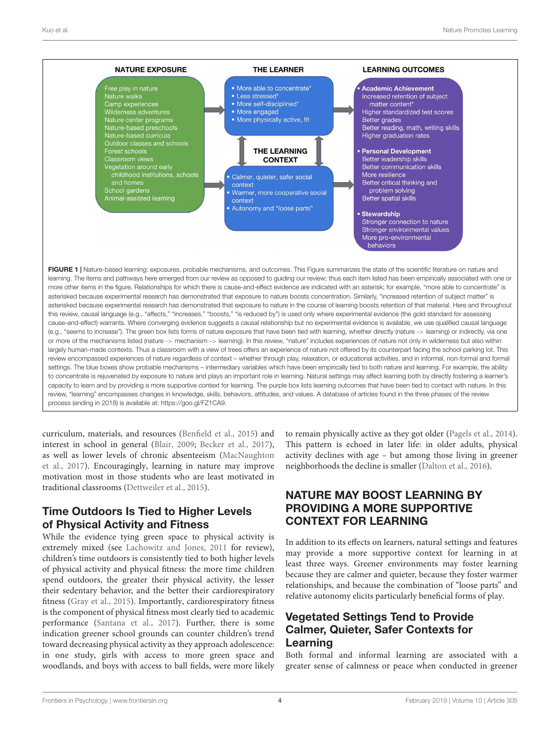NATURE EXPOSURE

Free play in nature
Nature walks
Camp experiences
Wilderness adventures
Nature center programs
Nature-based preschools
Nature-based curricula
Outdoor classes and schools
Forest schools
Classroom views
Vegetation around early childhood institutions, schools and homes
School gardens
Animal-assisted learning

THE LEARNER

- More able to concentrate*
- Less stressed*
- More self-disciplined*
- More engaged
- More physically active, fit

THE LEARNING CONTEXT

- Calmer, quieter, safer social context
- Warmer, more cooperative social context
- Autonomy and “loose parts”

LEARNING OUTCOMES

- **Academic Achievement**
  Increased retention of subject matter content*
  Higher standardized test scores
  Better grades
  Better reading, math, writing skills
  Higher graduation rates
- **Personal Development**
  Better leadership skills
  Better communication skills
  More resilience
  Better critical thinking and problem solving
  Better spatial skills
- **Stewardship**
  Stronger connection to nature
  Stronger environmental values
  More pro-environmental behaviors

**FIGURE 1 |** Nature-based learning: exposures, probable mechanisms, and outcomes. This Figure summarizes the state of the scientific literature on nature and learning. The items and pathways here emerged from our review as opposed to guiding our review; thus each item listed has been empirically associated with one or more other items in the figure. Relationships for which there is cause-and-effect evidence are indicated with an asterisk; for example, “more able to concentrate” is asterisked because experimental research has demonstrated that exposure to nature boosts concentration. Similarly, “increased retention of subject matter” is asterisked because experimental research has demonstrated that exposure to nature in the course of learning boosts retention of that material. Here and throughout this review, causal language (e.g., “affects,” “increases,” “boosts,” “is reduced by”) is used only where experimental evidence (the gold standard for assessing cause-and-effect) warrants. Where converging evidence suggests a causal relationship but no experimental evidence is available, we use qualified causal language (e.g., “seems to increase”). The green box lists forms of nature exposure that have been tied with learning, whether directly (nature -> learning) or indirectly, via one or more of the mechanisms listed (nature -> mechanism -> learning). In this review, “nature” includes experiences of nature not only in wilderness but also within largely human-made contexts. Thus a classroom with a view of trees offers an experience of nature not offered by its counterpart facing the school parking lot. This review encompassed experiences of nature regardless of context – whether through play, relaxation, or educational activities, and in informal, non-formal and formal settings. The blue boxes show probable mechanisms – intermediary variables which have been empirically tied to both nature and learning. For example, the ability to concentrate is rejuvenated by exposure to nature and plays an important role in learning. Natural settings may affect learning both by directly fostering a learner’s capacity to learn and by providing a more supportive context for learning. The purple box lists learning outcomes that have been tied to contact with nature. In this review, “learning” encompasses changes in knowledge, skills, behaviors, attitudes, and values. A database of articles found in the three phases of the review process (ending in 2018) is available at: https://goo.gl/FZ1CA9.

curriculum, materials, and resources (Benfield et al., 2015) and interest in school in general (Blair, 2009; Becker et al., 2017), as well as lower levels of chronic absenteeism (MacNaughton et al., 2017). Encouragingly, learning in nature may improve motivation most in those students who are least motivated in traditional classrooms (Dettweiler et al., 2015).

### Time Outdoors Is Tied to Higher Levels of Physical Activity and Fitness

While the evidence tying green space to physical activity is extremely mixed (see Lachowitz and Jones, 2011 for review), children’s time outdoors is consistently tied to both higher levels of physical activity and physical fitness: the more time children spend outdoors, the greater their physical activity, the lesser their sedentary behavior, and the better their cardiorespiratory fitness (Gray et al., 2015). Importantly, cardiorespiratory fitness is the component of physical fitness most clearly tied to academic performance (Santana et al., 2017). Further, there is some indication greener school grounds can counter children’s trend toward decreasing physical activity as they approach adolescence: in one study, girls with access to more green space and woodlands, and boys with access to ball fields, were more likely to remain physically active as they got older (Pagels et al., 2014). This pattern is echoed in later life: in older adults, physical activity declines with age – but among those living in greener neighborhoods the decline is smaller (Dalton et al., 2016).

## NATURE MAY BOOST LEARNING BY PROVIDING A MORE SUPPORTIVE CONTEXT FOR LEARNING

In addition to its effects on learners, natural settings and features may provide a more supportive context for learning in at least three ways. Greener environments may foster learning because they are calmer and quieter, because they foster warmer relationships, and because the combination of “loose parts” and relative autonomy elicits particularly beneficial forms of play.

### Vegetated Settings Tend to Provide Calmer, Quieter, Safer Contexts for Learning

Both formal and informal learning are associated with a greater sense of calmness or peace when conducted in greener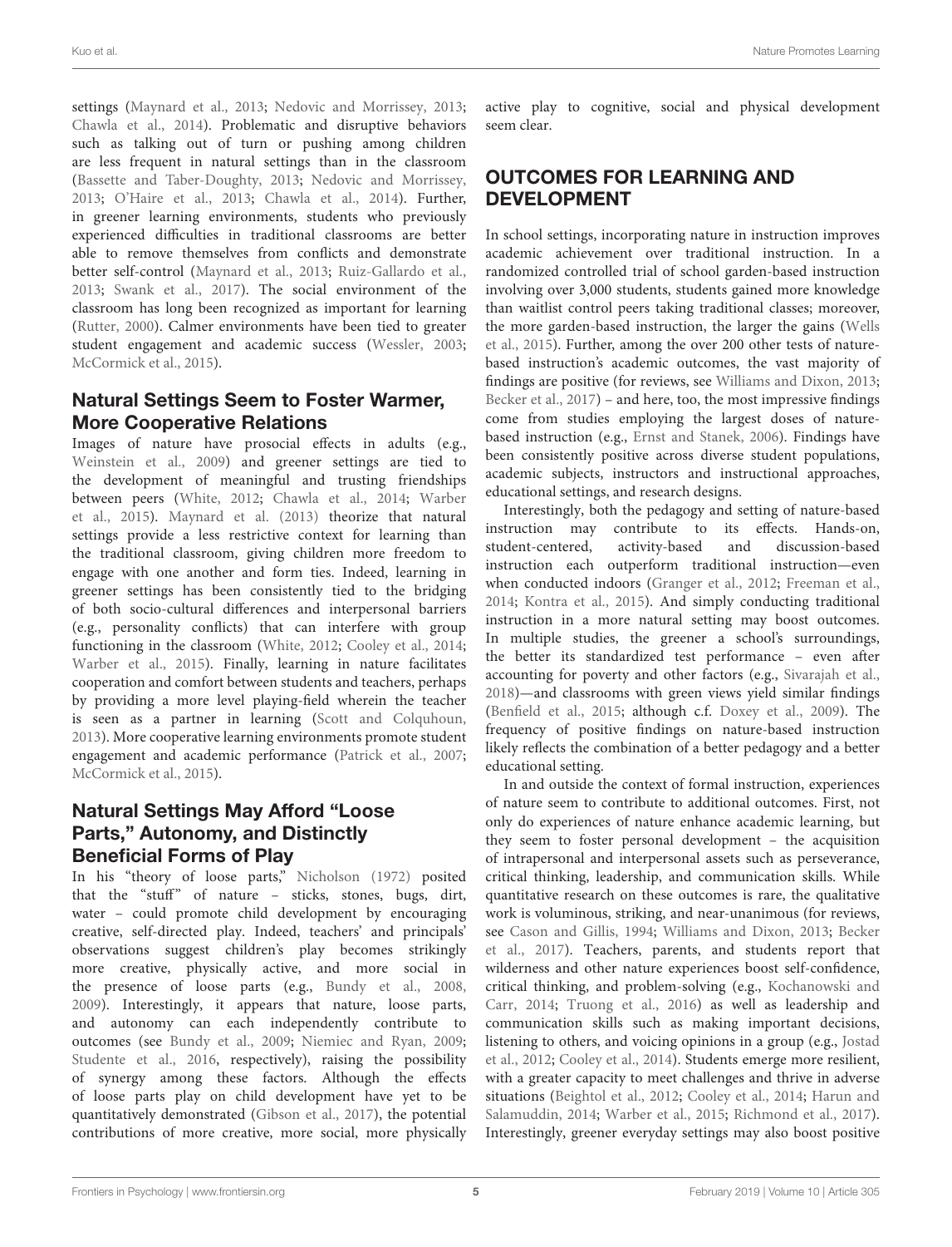settings (Maynard et al., 2013; Nedovic and Morrissey, 2013; Chawla et al., 2014). Problematic and disruptive behaviors such as talking out of turn or pushing among children are less frequent in natural settings than in the classroom (Bassette and Taber-Doughty, 2013; Nedovic and Morrissey, 2013; O'Haire et al., 2013; Chawla et al., 2014). Further, in greener learning environments, students who previously experienced difficulties in traditional classrooms are better able to remove themselves from conflicts and demonstrate better self-control (Maynard et al., 2013; Ruiz-Gallardo et al., 2013; Swank et al., 2017). The social environment of the classroom has long been recognized as important for learning (Rutter, 2000). Calmer environments have been tied to greater student engagement and academic success (Wessler, 2003; McCormick et al., 2015).

## Natural Settings Seem to Foster Warmer, More Cooperative Relations

Images of nature have prosocial effects in adults (e.g., Weinstein et al., 2009) and greener settings are tied to the development of meaningful and trusting friendships between peers (White, 2012; Chawla et al., 2014; Warber et al., 2015). Maynard et al. (2013) theorize that natural settings provide a less restrictive context for learning than the traditional classroom, giving children more freedom to engage with one another and form ties. Indeed, learning in greener settings has been consistently tied to the bridging of both socio-cultural differences and interpersonal barriers (e.g., personality conflicts) that can interfere with group functioning in the classroom (White, 2012; Cooley et al., 2014; Warber et al., 2015). Finally, learning in nature facilitates cooperation and comfort between students and teachers, perhaps by providing a more level playing-field wherein the teacher is seen as a partner in learning (Scott and Colquhoun, 2013). More cooperative learning environments promote student engagement and academic performance (Patrick et al., 2007; McCormick et al., 2015).

## Natural Settings May Afford "Loose Parts," Autonomy, and Distinctly Beneficial Forms of Play

In his "theory of loose parts," Nicholson (1972) posited that the "stuff" of nature – sticks, stones, bugs, dirt, water – could promote child development by encouraging creative, self-directed play. Indeed, teachers' and principals' observations suggest children's play becomes strikingly more creative, physically active, and more social in the presence of loose parts (e.g., Bundy et al., 2008, 2009). Interestingly, it appears that nature, loose parts, and autonomy can each independently contribute to outcomes (see Bundy et al., 2009; Niemiec and Ryan, 2009; Studente et al., 2016, respectively), raising the possibility of synergy among these factors. Although the effects of loose parts play on child development have yet to be quantitatively demonstrated (Gibson et al., 2017), the potential contributions of more creative, more social, more physically active play to cognitive, social and physical development seem clear.

# OUTCOMES FOR LEARNING AND DEVELOPMENT

In school settings, incorporating nature in instruction improves academic achievement over traditional instruction. In a randomized controlled trial of school garden-based instruction involving over 3,000 students, students gained more knowledge than waitlist control peers taking traditional classes; moreover, the more garden-based instruction, the larger the gains (Wells et al., 2015). Further, among the over 200 other tests of nature-based instruction's academic outcomes, the vast majority of findings are positive (for reviews, see Williams and Dixon, 2013; Becker et al., 2017) – and here, too, the most impressive findings come from studies employing the largest doses of nature-based instruction (e.g., Ernst and Stanek, 2006). Findings have been consistently positive across diverse student populations, academic subjects, instructors and instructional approaches, educational settings, and research designs.

Interestingly, both the pedagogy and setting of nature-based instruction may contribute to its effects. Hands-on, student-centered, activity-based and discussion-based instruction each outperform traditional instruction—even when conducted indoors (Granger et al., 2012; Freeman et al., 2014; Kontra et al., 2015). And simply conducting traditional instruction in a more natural setting may boost outcomes. In multiple studies, the greener a school's surroundings, the better its standardized test performance – even after accounting for poverty and other factors (e.g., Sivarajah et al., 2018)—and classrooms with green views yield similar findings (Benfield et al., 2015; although c.f. Doxey et al., 2009). The frequency of positive findings on nature-based instruction likely reflects the combination of a better pedagogy and a better educational setting.

In and outside the context of formal instruction, experiences of nature seem to contribute to additional outcomes. First, not only do experiences of nature enhance academic learning, but they seem to foster personal development – the acquisition of intrapersonal and interpersonal assets such as perseverance, critical thinking, leadership, and communication skills. While quantitative research on these outcomes is rare, the qualitative work is voluminous, striking, and near-unanimous (for reviews, see Cason and Gillis, 1994; Williams and Dixon, 2013; Becker et al., 2017). Teachers, parents, and students report that wilderness and other nature experiences boost self-confidence, critical thinking, and problem-solving (e.g., Kochanowski and Carr, 2014; Truong et al., 2016) as well as leadership and communication skills such as making important decisions, listening to others, and voicing opinions in a group (e.g., Jostad et al., 2012; Cooley et al., 2014). Students emerge more resilient, with a greater capacity to meet challenges and thrive in adverse situations (Beightol et al., 2012; Cooley et al., 2014; Harun and Salamuddin, 2014; Warber et al., 2015; Richmond et al., 2017). Interestingly, greener everyday settings may also boost positive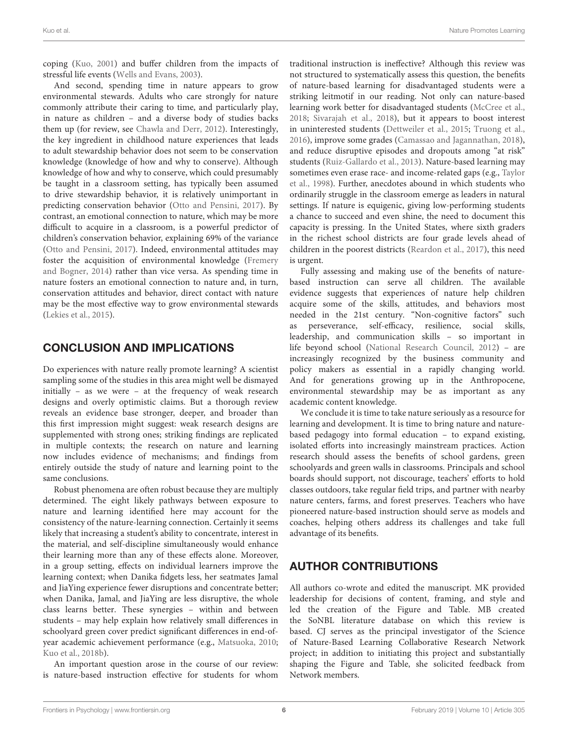coping (Kuo, 2001) and buffer children from the impacts of stressful life events (Wells and Evans, 2003).

And second, spending time in nature appears to grow environmental stewards. Adults who care strongly for nature commonly attribute their caring to time, and particularly play, in nature as children – and a diverse body of studies backs them up (for review, see Chawla and Derr, 2012). Interestingly, the key ingredient in childhood nature experiences that leads to adult stewardship behavior does not seem to be conservation knowledge (knowledge of how and why to conserve). Although knowledge of how and why to conserve, which could presumably be taught in a classroom setting, has typically been assumed to drive stewardship behavior, it is relatively unimportant in predicting conservation behavior (Otto and Pensini, 2017). By contrast, an emotional connection to nature, which may be more difficult to acquire in a classroom, is a powerful predictor of children's conservation behavior, explaining 69% of the variance (Otto and Pensini, 2017). Indeed, environmental attitudes may foster the acquisition of environmental knowledge (Fremery and Bogner, 2014) rather than vice versa. As spending time in nature fosters an emotional connection to nature and, in turn, conservation attitudes and behavior, direct contact with nature may be the most effective way to grow environmental stewards (Lekies et al., 2015).

## CONCLUSION AND IMPLICATIONS

Do experiences with nature really promote learning? A scientist sampling some of the studies in this area might well be dismayed initially – as we were – at the frequency of weak research designs and overly optimistic claims. But a thorough review reveals an evidence base stronger, deeper, and broader than this first impression might suggest: weak research designs are supplemented with strong ones; striking findings are replicated in multiple contexts; the research on nature and learning now includes evidence of mechanisms; and findings from entirely outside the study of nature and learning point to the same conclusions.

Robust phenomena are often robust because they are multiply determined. The eight likely pathways between exposure to nature and learning identified here may account for the consistency of the nature-learning connection. Certainly it seems likely that increasing a student's ability to concentrate, interest in the material, and self-discipline simultaneously would enhance their learning more than any of these effects alone. Moreover, in a group setting, effects on individual learners improve the learning context; when Danika fidgets less, her seatmates Jamal and JiaYing experience fewer disruptions and concentrate better; when Danika, Jamal, and JiaYing are less disruptive, the whole class learns better. These synergies – within and between students – may help explain how relatively small differences in schoolyard green cover predict significant differences in end-of-year academic achievement performance (e.g., Matsuoka, 2010; Kuo et al., 2018b).

An important question arose in the course of our review: is nature-based instruction effective for students for whom traditional instruction is ineffective? Although this review was not structured to systematically assess this question, the benefits of nature-based learning for disadvantaged students were a striking leitmotif in our reading. Not only can nature-based learning work better for disadvantaged students (McCree et al., 2018; Sivarajah et al., 2018), but it appears to boost interest in uninterested students (Dettweiler et al., 2015; Truong et al., 2016), improve some grades (Camassao and Jagannathan, 2018), and reduce disruptive episodes and dropouts among "at risk" students (Ruiz-Gallardo et al., 2013). Nature-based learning may sometimes even erase race- and income-related gaps (e.g., Taylor et al., 1998). Further, anecdotes abound in which students who ordinarily struggle in the classroom emerge as leaders in natural settings. If nature is equigenic, giving low-performing students a chance to succeed and even shine, the need to document this capacity is pressing. In the United States, where sixth graders in the richest school districts are four grade levels ahead of children in the poorest districts (Reardon et al., 2017), this need is urgent.

Fully assessing and making use of the benefits of nature-based instruction can serve all children. The available evidence suggests that experiences of nature help children acquire some of the skills, attitudes, and behaviors most needed in the 21st century. "Non-cognitive factors" such as perseverance, self-efficacy, resilience, social skills, leadership, and communication skills – so important in life beyond school (National Research Council, 2012) – are increasingly recognized by the business community and policy makers as essential in a rapidly changing world. And for generations growing up in the Anthropocene, environmental stewardship may be as important as any academic content knowledge.

We conclude it is time to take nature seriously as a resource for learning and development. It is time to bring nature and nature-based pedagogy into formal education – to expand existing, isolated efforts into increasingly mainstream practices. Action research should assess the benefits of school gardens, green schoolyards and green walls in classrooms. Principals and school boards should support, not discourage, teachers' efforts to hold classes outdoors, take regular field trips, and partner with nearby nature centers, farms, and forest preserves. Teachers who have pioneered nature-based instruction should serve as models and coaches, helping others address its challenges and take full advantage of its benefits.

## AUTHOR CONTRIBUTIONS

All authors co-wrote and edited the manuscript. MK provided leadership for decisions of content, framing, and style and led the creation of the Figure and Table. MB created the SoNBL literature database on which this review is based. CJ serves as the principal investigator of the Science of Nature-Based Learning Collaborative Research Network project; in addition to initiating this project and substantially shaping the Figure and Table, she solicited feedback from Network members.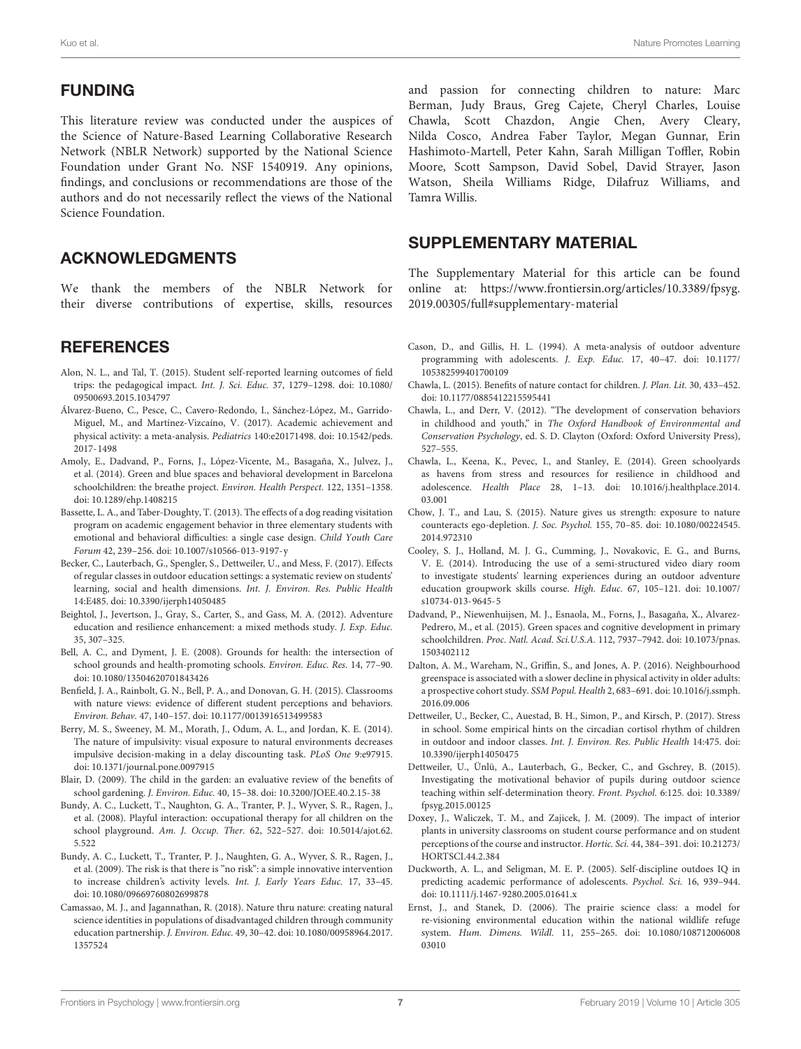## FUNDING

This literature review was conducted under the auspices of the Science of Nature-Based Learning Collaborative Research Network (NBLR Network) supported by the National Science Foundation under Grant No. NSF 1540919. Any opinions, findings, and conclusions or recommendations are those of the authors and do not necessarily reflect the views of the National Science Foundation.

## ACKNOWLEDGMENTS

We thank the members of the NBLR Network for their diverse contributions of expertise, skills, resources and passion for connecting children to nature: Marc Berman, Judy Braus, Greg Cajete, Cheryl Charles, Louise Chawla, Scott Chazdon, Angie Chen, Avery Cleary, Nilda Cosco, Andrea Faber Taylor, Megan Gunnar, Erin Hashimoto-Martell, Peter Kahn, Sarah Milligan Toffler, Robin Moore, Scott Sampson, David Sobel, David Strayer, Jason Watson, Sheila Williams Ridge, Dilafruz Williams, and Tamra Willis.

## SUPPLEMENTARY MATERIAL

The Supplementary Material for this article can be found online at: https://www.frontiersin.org/articles/10.3389/fpsyg.2019.00305/full#supplementary-material

## REFERENCES

Alon, N. L., and Tal, T. (2015). Student self-reported learning outcomes of field trips: the pedagogical impact. *Int. J. Sci. Educ.* 37, 1279–1298. doi: 10.1080/09500693.2015.1034797

Álvarez-Bueno, C., Pesce, C., Cavero-Redondo, I., Sánchez-López, M., Garrido-Miguel, M., and Martínez-Vizcaíno, V. (2017). Academic achievement and physical activity: a meta-analysis. *Pediatrics* 140:e20171498. doi: 10.1542/peds.2017-1498

Amoly, E., Dadvand, P., Forns, J., López-Vicente, M., Basagaña, X., Julvez, J., et al. (2014). Green and blue spaces and behavioral development in Barcelona schoolchildren: the breathe project. *Environ. Health Perspect.* 122, 1351–1358. doi: 10.1289/ehp.1408215

Bassette, L. A., and Taber-Doughty, T. (2013). The effects of a dog reading visitation program on academic engagement behavior in three elementary students with emotional and behavioral difficulties: a single case design. *Child Youth Care Forum* 42, 239–256. doi: 10.1007/s10566-013-9197-y

Becker, C., Lauterbach, G., Spengler, S., Dettweiler, U., and Mess, F. (2017). Effects of regular classes in outdoor education settings: a systematic review on students' learning, social and health dimensions. *Int. J. Environ. Res. Public Health* 14:E485. doi: 10.3390/ijerph14050485

Beightol, J., Jevertson, J., Gray, S., Carter, S., and Gass, M. A. (2012). Adventure education and resilience enhancement: a mixed methods study. *J. Exp. Educ.* 35, 307–325.

Bell, A. C., and Dyment, J. E. (2008). Grounds for health: the intersection of school grounds and health-promoting schools. *Environ. Educ. Res.* 14, 77–90. doi: 10.1080/13504620701843426

Benfield, J. A., Rainbolt, G. N., Bell, P. A., and Donovan, G. H. (2015). Classrooms with nature views: evidence of different student perceptions and behaviors. *Environ. Behav.* 47, 140–157. doi: 10.1177/0013916513499583

Berry, M. S., Sweeney, M. M., Morath, J., Odum, A. L., and Jordan, K. E. (2014). The nature of impulsivity: visual exposure to natural environments decreases impulsive decision-making in a delay discounting task. *PLoS One* 9:e97915. doi: 10.1371/journal.pone.0097915

Blair, D. (2009). The child in the garden: an evaluative review of the benefits of school gardening. *J. Environ. Educ.* 40, 15–38. doi: 10.3200/JOEE.40.2.15-38

Bundy, A. C., Luckett, T., Naughton, G. A., Tranter, P. J., Wyver, S. R., Ragen, J., et al. (2008). Playful interaction: occupational therapy for all children on the school playground. *Am. J. Occup. Ther.* 62, 522–527. doi: 10.5014/ajot.62.5.522

Bundy, A. C., Luckett, T., Tranter, P. J., Naughten, G. A., Wyver, S. R., Ragen, J., et al. (2009). The risk is that there is "no risk": a simple innovative intervention to increase children's activity levels. *Int. J. Early Years Educ.* 17, 33–45. doi: 10.1080/09669760802699878

Camassao, M. J., and Jagannathan, R. (2018). Nature thru nature: creating natural science identities in populations of disadvantaged children through community education partnership. *J. Environ. Educ.* 49, 30–42. doi: 10.1080/00958964.2017.1357524

Cason, D., and Gillis, H. L. (1994). A meta-analysis of outdoor adventure programming with adolescents. *J. Exp. Educ.* 17, 40–47. doi: 10.1177/105382599401700109

Chawla, L. (2015). Benefits of nature contact for children. *J. Plan. Lit.* 30, 433–452. doi: 10.1177/0885412215595441

Chawla, L., and Derr, V. (2012). "The development of conservation behaviors in childhood and youth," in *The Oxford Handbook of Environmental and Conservation Psychology*, ed. S. D. Clayton (Oxford: Oxford University Press), 527–555.

Chawla, L., Keena, K., Pevec, I., and Stanley, E. (2014). Green schoolyards as havens from stress and resources for resilience in childhood and adolescence. *Health Place* 28, 1–13. doi: 10.1016/j.healthplace.2014.03.001

Chow, J. T., and Lau, S. (2015). Nature gives us strength: exposure to nature counteracts ego-depletion. *J. Soc. Psychol.* 155, 70–85. doi: 10.1080/00224545.2014.972310

Cooley, S. J., Holland, M. J. G., Cumming, J., Novakovic, E. G., and Burns, V. E. (2014). Introducing the use of a semi-structured video diary room to investigate students' learning experiences during an outdoor adventure education groupwork skills course. *High. Educ.* 67, 105–121. doi: 10.1007/s10734-013-9645-5

Dadvand, P., Niewenhuijsen, M. J., Esnaola, M., Forns, J., Basagaña, X., Alvarez-Pedrero, M., et al. (2015). Green spaces and cognitive development in primary schoolchildren. *Proc. Natl. Acad. Sci.U.S.A.* 112, 7937–7942. doi: 10.1073/pnas.1503402112

Dalton, A. M., Wareham, N., Griffin, S., and Jones, A. P. (2016). Neighbourhood greenspace is associated with a slower decline in physical activity in older adults: a prospective cohort study. *SSM Popul. Health* 2, 683–691. doi: 10.1016/j.ssmph.2016.09.006

Dettweiler, U., Becker, C., Auestad, B. H., Simon, P., and Kirsch, P. (2017). Stress in school. Some empirical hints on the circadian cortisol rhythm of children in outdoor and indoor classes. *Int. J. Environ. Res. Public Health* 14:475. doi: 10.3390/ijerph14050475

Dettweiler, U., Ünlü, A., Lauterbach, G., Becker, C., and Gschrey, B. (2015). Investigating the motivational behavior of pupils during outdoor science teaching within self-determination theory. *Front. Psychol.* 6:125. doi: 10.3389/fpsyg.2015.00125

Doxey, J., Waliczek, T. M., and Zajicek, J. M. (2009). The impact of interior plants in university classrooms on student course performance and on student perceptions of the course and instructor. *Hortic. Sci.* 44, 384–391. doi: 10.21273/HORTSCI.44.2.384

Duckworth, A. L., and Seligman, M. E. P. (2005). Self-discipline outdoes IQ in predicting academic performance of adolescents. *Psychol. Sci.* 16, 939–944. doi: 10.1111/j.1467-9280.2005.01641.x

Ernst, J., and Stanek, D. (2006). The prairie science class: a model for re-visioning environmental education within the national wildlife refuge system. *Hum. Dimens. Wildl.* 11, 255–265. doi: 10.1080/10871200600803010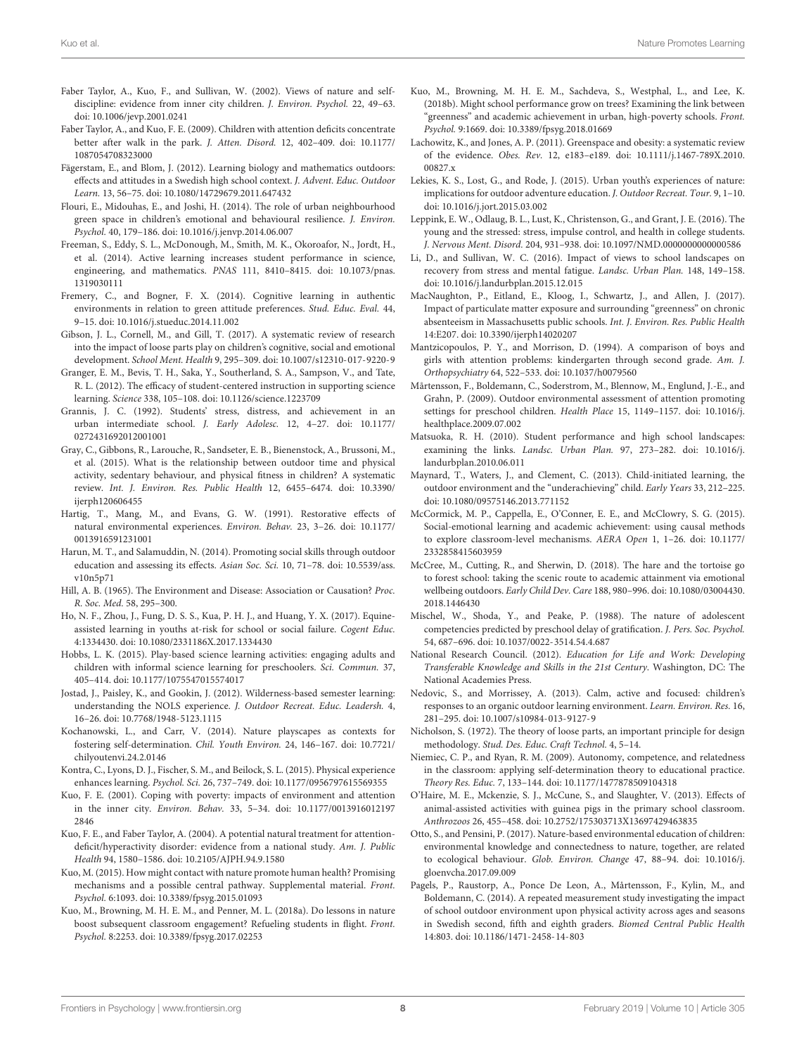Faber Taylor, A., Kuo, F., and Sullivan, W. (2002). Views of nature and self-discipline: evidence from inner city children. *J. Environ. Psychol.* 22, 49–63. doi: 10.1006/jevp.2001.0241

Faber Taylor, A., and Kuo, F. E. (2009). Children with attention deficits concentrate better after walk in the park. *J. Atten. Disord.* 12, 402–409. doi: 10.1177/1087054708323000

Fägerstam, E., and Blom, J. (2012). Learning biology and mathematics outdoors: effects and attitudes in a Swedish high school context. *J. Advent. Educ. Outdoor Learn.* 13, 56–75. doi: 10.1080/14729679.2011.647432

Flouri, E., Midouhas, E., and Joshi, H. (2014). The role of urban neighbourhood green space in children's emotional and behavioural resilience. *J. Environ. Psychol.* 40, 179–186. doi: 10.1016/j.jenvp.2014.06.007

Freeman, S., Eddy, S. L., McDonough, M., Smith, M. K., Okoroafor, N., Jordt, H., et al. (2014). Active learning increases student performance in science, engineering, and mathematics. *PNAS* 111, 8410–8415. doi: 10.1073/pnas.1319030111

Fremery, C., and Bogner, F. X. (2014). Cognitive learning in authentic environments in relation to green attitude preferences. *Stud. Educ. Eval.* 44, 9–15. doi: 10.1016/j.stueduc.2014.11.002

Gibson, J. L., Cornell, M., and Gill, T. (2017). A systematic review of research into the impact of loose parts play on children's cognitive, social and emotional development. *School Ment. Health* 9, 295–309. doi: 10.1007/s12310-017-9220-9

Granger, E. M., Bevis, T. H., Saka, Y., Southerland, S. A., Sampson, V., and Tate, R. L. (2012). The efficacy of student-centered instruction in supporting science learning. *Science* 338, 105–108. doi: 10.1126/science.1223709

Grannis, J. C. (1992). Students' stress, distress, and achievement in an urban intermediate school. *J. Early Adolesc.* 12, 4–27. doi: 10.1177/0272431692012001001

Gray, C., Gibbons, R., Larouche, R., Sandseter, E. B., Bienenstock, A., Brussoni, M., et al. (2015). What is the relationship between outdoor time and physical activity, sedentary behaviour, and physical fitness in children? A systematic review. *Int. J. Environ. Res. Public Health* 12, 6455–6474. doi: 10.3390/ijerph120606455

Hartig, T., Mang, M., and Evans, G. W. (1991). Restorative effects of natural environmental experiences. *Environ. Behav.* 23, 3–26. doi: 10.1177/0013916591231001

Harun, M. T., and Salamuddin, N. (2014). Promoting social skills through outdoor education and assessing its effects. *Asian Soc. Sci.* 10, 71–78. doi: 10.5539/ass.v10n5p71

Hill, A. B. (1965). The Environment and Disease: Association or Causation? *Proc. R. Soc. Med.* 58, 295–300.

Ho, N. F., Zhou, J., Fung, D. S. S., Kua, P. H. J., and Huang, Y. X. (2017). Equine-assisted learning in youths at-risk for school or social failure. *Cogent Educ.* 4:1334430. doi: 10.1080/2331186X.2017.1334430

Hobbs, L. K. (2015). Play-based science learning activities: engaging adults and children with informal science learning for preschoolers. *Sci. Commun.* 37, 405–414. doi: 10.1177/1075547015574017

Jostad, J., Paisley, K., and Gookin, J. (2012). Wilderness-based semester learning: understanding the NOLS experience. *J. Outdoor Recreat. Educ. Leadersh.* 4, 16–26. doi: 10.7768/1948-5123.1115

Kochanowski, L., and Carr, V. (2014). Nature playscapes as contexts for fostering self-determination. *Chil. Youth Environ.* 24, 146–167. doi: 10.7721/chilyoutenvi.24.2.0146

Kontra, C., Lyons, D. J., Fischer, S. M., and Beilock, S. L. (2015). Physical experience enhances learning. *Psychol. Sci.* 26, 737–749. doi: 10.1177/0956797615569355

Kuo, F. E. (2001). Coping with poverty: impacts of environment and attention in the inner city. *Environ. Behav.* 33, 5–34. doi: 10.1177/00139160121972846

Kuo, F. E., and Faber Taylor, A. (2004). A potential natural treatment for attention-deficit/hyperactivity disorder: evidence from a national study. *Am. J. Public Health* 94, 1580–1586. doi: 10.2105/AJPH.94.9.1580

Kuo, M. (2015). How might contact with nature promote human health? Promising mechanisms and a possible central pathway. Supplemental material. *Front. Psychol.* 6:1093. doi: 10.3389/fpsyg.2015.01093

Kuo, M., Browning, M. H. E. M., and Penner, M. L. (2018a). Do lessons in nature boost subsequent classroom engagement? Refueling students in flight. *Front. Psychol.* 8:2253. doi: 10.3389/fpsyg.2017.02253

Kuo, M., Browning, M. H. E. M., Sachdeva, S., Westphal, L., and Lee, K. (2018b). Might school performance grow on trees? Examining the link between "greenness" and academic achievement in urban, high-poverty schools. *Front. Psychol.* 9:1669. doi: 10.3389/fpsyg.2018.01669

Lachowitz, K., and Jones, A. P. (2011). Greenspace and obesity: a systematic review of the evidence. *Obes. Rev.* 12, e183–e189. doi: 10.1111/j.1467-789X.2010.00827.x

Lekies, K. S., Lost, G., and Rode, J. (2015). Urban youth's experiences of nature: implications for outdoor adventure education. *J. Outdoor Recreat. Tour.* 9, 1–10. doi: 10.1016/j.jort.2015.03.002

Leppink, E. W., Odlaug, B. L., Lust, K., Christenson, G., and Grant, J. E. (2016). The young and the stressed: stress, impulse control, and health in college students. *J. Nervous Ment. Disord.* 204, 931–938. doi: 10.1097/NMD.0000000000000586

Li, D., and Sullivan, W. C. (2016). Impact of views to school landscapes on recovery from stress and mental fatigue. *Landsc. Urban Plan.* 148, 149–158. doi: 10.1016/j.landurbplan.2015.12.015

MacNaughton, P., Eitland, E., Kloog, I., Schwartz, J., and Allen, J. (2017). Impact of particulate matter exposure and surrounding "greenness" on chronic absenteeism in Massachusetts public schools. *Int. J. Environ. Res. Public Health* 14:E207. doi: 10.3390/ijerph14020207

Mantzicopoulos, P. Y., and Morrison, D. (1994). A comparison of boys and girls with attention problems: kindergarten through second grade. *Am. J. Orthopsychiatry* 64, 522–533. doi: 10.1037/h0079560

Mårtensson, F., Boldemann, C., Soderstrom, M., Blennow, M., Englund, J.-E., and Grahn, P. (2009). Outdoor environmental assessment of attention promoting settings for preschool children. *Health Place* 15, 1149–1157. doi: 10.1016/j.healthplace.2009.07.002

Matsuoka, R. H. (2010). Student performance and high school landscapes: examining the links. *Landsc. Urban Plan.* 97, 273–282. doi: 10.1016/j.landurbplan.2010.06.011

Maynard, T., Waters, J., and Clement, C. (2013). Child-initiated learning, the outdoor environment and the "underachieving" child. *Early Years* 33, 212–225. doi: 10.1080/09575146.2013.771152

McCormick, M. P., Cappella, E., O'Conner, E. E., and McClowry, S. G. (2015). Social-emotional learning and academic achievement: using causal methods to explore classroom-level mechanisms. *AERA Open* 1, 1–26. doi: 10.1177/2332858415603959

McCree, M., Cutting, R., and Sherwin, D. (2018). The hare and the tortoise go to forest school: taking the scenic route to academic attainment via emotional wellbeing outdoors. *Early Child Dev. Care* 188, 980–996. doi: 10.1080/03004430.2018.1446430

Mischel, W., Shoda, Y., and Peake, P. (1988). The nature of adolescent competencies predicted by preschool delay of gratification. *J. Pers. Soc. Psychol.* 54, 687–696. doi: 10.1037/0022-3514.54.4.687

National Research Council. (2012). *Education for Life and Work: Developing Transferable Knowledge and Skills in the 21st Century*. Washington, DC: The National Academies Press.

Nedovic, S., and Morrissey, A. (2013). Calm, active and focused: children's responses to an organic outdoor learning environment. *Learn. Environ. Res.* 16, 281–295. doi: 10.1007/s10984-013-9127-9

Nicholson, S. (1972). The theory of loose parts, an important principle for design methodology. *Stud. Des. Educ. Craft Technol.* 4, 5–14.

Niemiec, C. P., and Ryan, R. M. (2009). Autonomy, competence, and relatedness in the classroom: applying self-determination theory to educational practice. *Theory Res. Educ.* 7, 133–144. doi: 10.1177/1477878509104318

O'Haire, M. E., Mckenzie, S. J., McCune, S., and Slaughter, V. (2013). Effects of animal-assisted activities with guinea pigs in the primary school classroom. *Anthrozoos* 26, 455–458. doi: 10.2752/175303713X13697429463835

Otto, S., and Pensini, P. (2017). Nature-based environmental education of children: environmental knowledge and connectedness to nature, together, are related to ecological behaviour. *Glob. Environ. Change* 47, 88–94. doi: 10.1016/j.gloenvcha.2017.09.009

Pagels, P., Raustorp, A., Ponce De Leon, A., Mårtensson, F., Kylin, M., and Boldemann, C. (2014). A repeated measurement study investigating the impact of school outdoor environment upon physical activity across ages and seasons in Swedish second, fifth and eighth graders. *Biomed Central Public Health* 14:803. doi: 10.1186/1471-2458-14-803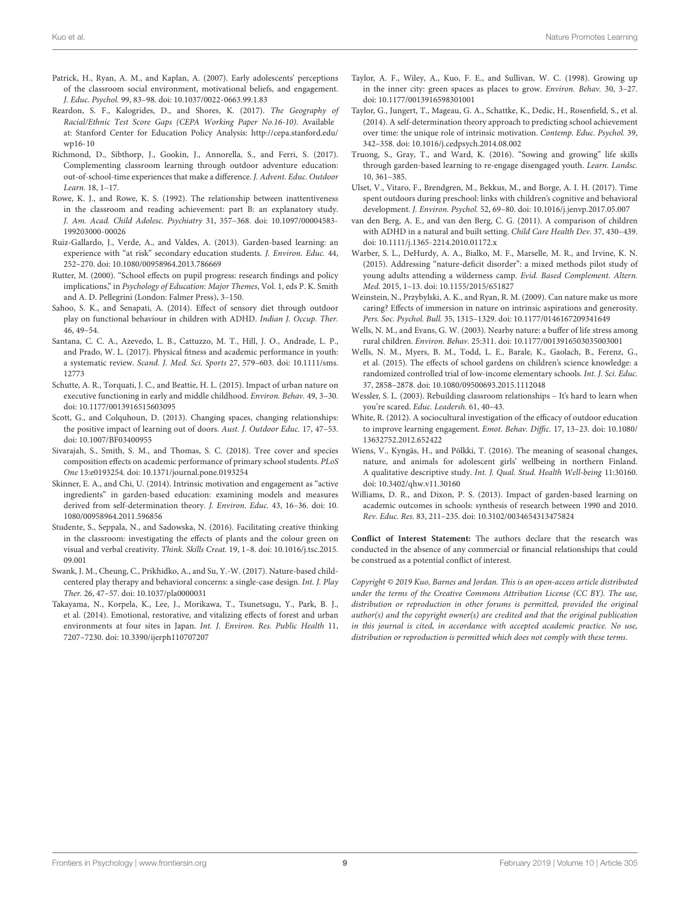Patrick, H., Ryan, A. M., and Kaplan, A. (2007). Early adolescents' perceptions of the classroom social environment, motivational beliefs, and engagement. *J. Educ. Psychol.* 99, 83–98. doi: 10.1037/0022-0663.99.1.83

Reardon, S. F., Kalogrides, D., and Shores, K. (2017). *The Geography of Racial/Ethnic Test Score Gaps (CEPA Working Paper No.16-10)*. Available at: Stanford Center for Education Policy Analysis: http://cepa.stanford.edu/wp16-10

Richmond, D., Sibthorp, J., Gookin, J., Annorella, S., and Ferri, S. (2017). Complementing classroom learning through outdoor adventure education: out-of-school-time experiences that make a difference. *J. Advent. Educ. Outdoor Learn.* 18, 1–17.

Rowe, K. J., and Rowe, K. S. (1992). The relationship between inattentiveness in the classroom and reading achievement: part B: an explanatory study. *J. Am. Acad. Child Adolesc. Psychiatry* 31, 357–368. doi: 10.1097/00004583-199203000-00026

Ruiz-Gallardo, J., Verde, A., and Valdes, A. (2013). Garden-based learning: an experience with "at risk" secondary education students. *J. Environ. Educ.* 44, 252–270. doi: 10.1080/00958964.2013.786669

Rutter, M. (2000). "School effects on pupil progress: research findings and policy implications," in *Psychology of Education: Major Themes*, Vol. 1, eds P. K. Smith and A. D. Pellegrini (London: Falmer Press), 3–150.

Sahoo, S. K., and Senapati, A. (2014). Effect of sensory diet through outdoor play on functional behaviour in children with ADHD. *Indian J. Occup. Ther.* 46, 49–54.

Santana, C. C. A., Azevedo, L. B., Cattuzzo, M. T., Hill, J. O., Andrade, L. P., and Prado, W. L. (2017). Physical fitness and academic performance in youth: a systematic review. *Scand. J. Med. Sci. Sports* 27, 579–603. doi: 10.1111/sms.12773

Schutte, A. R., Torquati, J. C., and Beattie, H. L. (2015). Impact of urban nature on executive functioning in early and middle childhood. *Environ. Behav.* 49, 3–30. doi: 10.1177/0013916515603095

Scott, G., and Colquhoun, D. (2013). Changing spaces, changing relationships: the positive impact of learning out of doors. *Aust. J. Outdoor Educ.* 17, 47–53. doi: 10.1007/BF03400955

Sivarajah, S., Smith, S. M., and Thomas, S. C. (2018). Tree cover and species composition effects on academic performance of primary school students. *PLoS One* 13:e0193254. doi: 10.1371/journal.pone.0193254

Skinner, E. A., and Chi, U. (2014). Intrinsic motivation and engagement as "active ingredients" in garden-based education: examining models and measures derived from self-determination theory. *J. Environ. Educ.* 43, 16–36. doi: 10.1080/00958964.2011.596856

Studente, S., Seppala, N., and Sadowska, N. (2016). Facilitating creative thinking in the classroom: investigating the effects of plants and the colour green on visual and verbal creativity. *Think. Skills Creat.* 19, 1–8. doi: 10.1016/j.tsc.2015.09.001

Swank, J. M., Cheung, C., Prikhidko, A., and Su, Y.-W. (2017). Nature-based child-centered play therapy and behavioral concerns: a single-case design. *Int. J. Play Ther.* 26, 47–57. doi: 10.1037/pla0000031

Takayama, N., Korpela, K., Lee, J., Morikawa, T., Tsunetsugu, Y., Park, B. J., et al. (2014). Emotional, restorative, and vitalizing effects of forest and urban environments at four sites in Japan. *Int. J. Environ. Res. Public Health* 11, 7207–7230. doi: 10.3390/ijerph110707207

Taylor, A. F., Wiley, A., Kuo, F. E., and Sullivan, W. C. (1998). Growing up in the inner city: green spaces as places to grow. *Environ. Behav.* 30, 3–27. doi: 10.1177/0013916598301001

Taylor, G., Jungert, T., Mageau, G. A., Schattke, K., Dedic, H., Rosenfield, S., et al. (2014). A self-determination theory approach to predicting school achievement over time: the unique role of intrinsic motivation. *Contemp. Educ. Psychol.* 39, 342–358. doi: 10.1016/j.cedpsych.2014.08.002

Truong, S., Gray, T., and Ward, K. (2016). "Sowing and growing" life skills through garden-based learning to re-engage disengaged youth. *Learn. Landsc.* 10, 361–385.

Ulset, V., Vitaro, F., Brendgren, M., Bekkus, M., and Borge, A. I. H. (2017). Time spent outdoors during preschool: links with children's cognitive and behavioral development. *J. Environ. Psychol.* 52, 69–80. doi: 10.1016/j.jenvp.2017.05.007

van den Berg, A. E., and van den Berg, C. G. (2011). A comparison of children with ADHD in a natural and built setting. *Child Care Health Dev.* 37, 430–439. doi: 10.1111/j.1365-2214.2010.01172.x

Warber, S. L., DeHurdy, A. A., Bialko, M. F., Marselle, M. R., and Irvine, K. N. (2015). Addressing "nature-deficit disorder": a mixed methods pilot study of young adults attending a wilderness camp. *Evid. Based Complement. Altern. Med.* 2015, 1–13. doi: 10.1155/2015/651827

Weinstein, N., Przybylski, A. K., and Ryan, R. M. (2009). Can nature make us more caring? Effects of immersion in nature on intrinsic aspirations and generosity. *Pers. Soc. Psychol. Bull.* 35, 1315–1329. doi: 10.1177/0146167209341649

Wells, N. M., and Evans, G. W. (2003). Nearby nature: a buffer of life stress among rural children. *Environ. Behav.* 25:311. doi: 10.1177/0013916503035003001

Wells, N. M., Myers, B. M., Todd, L. E., Barale, K., Gaolach, B., Ferenz, G., et al. (2015). The effects of school gardens on children's science knowledge: a randomized controlled trial of low-income elementary schools. *Int. J. Sci. Educ.* 37, 2858–2878. doi: 10.1080/09500693.2015.1112048

Wessler, S. L. (2003). Rebuilding classroom relationships – It's hard to learn when you're scared. *Educ. Leadersh.* 61, 40–43.

White, R. (2012). A sociocultural investigation of the efficacy of outdoor education to improve learning engagement. *Emot. Behav. Diffic.* 17, 13–23. doi: 10.1080/13632752.2012.652422

Wiens, V., Kyngäs, H., and Pölkki, T. (2016). The meaning of seasonal changes, nature, and animals for adolescent girls' wellbeing in northern Finland. A qualitative descriptive study. *Int. J. Qual. Stud. Health Well-being* 11:30160. doi: 10.3402/qhw.v11.30160

Williams, D. R., and Dixon, P. S. (2013). Impact of garden-based learning on academic outcomes in schools: synthesis of research between 1990 and 2010. *Rev. Educ. Res.* 83, 211–235. doi: 10.3102/0034654313475824

**Conflict of Interest Statement:** The authors declare that the research was conducted in the absence of any commercial or financial relationships that could be construed as a potential conflict of interest.

*Copyright © 2019 Kuo, Barnes and Jordan. This is an open-access article distributed under the terms of the Creative Commons Attribution License (CC BY). The use, distribution or reproduction in other forums is permitted, provided the original author(s) and the copyright owner(s) are credited and that the original publication in this journal is cited, in accordance with accepted academic practice. No use, distribution or reproduction is permitted which does not comply with these terms.*